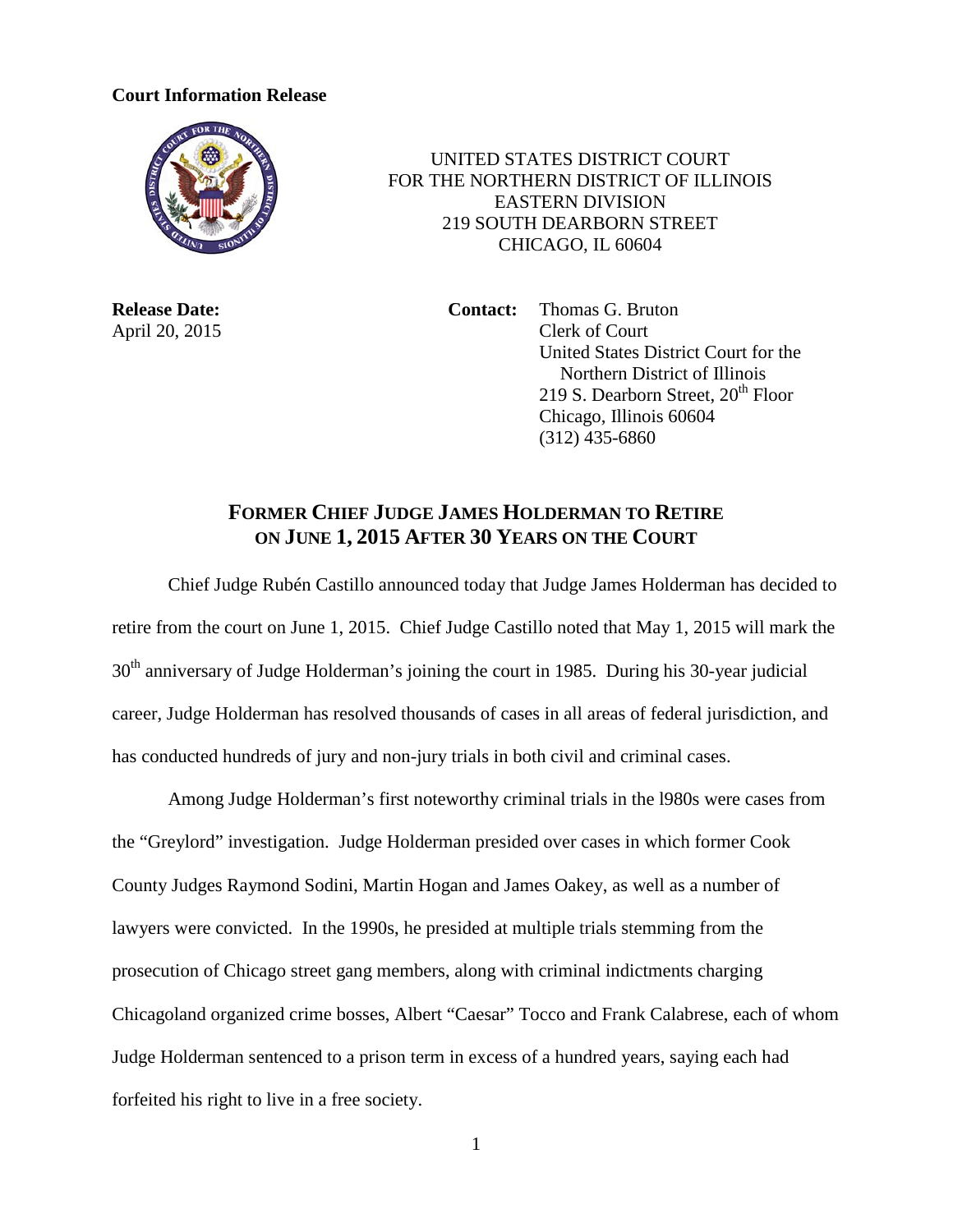**Court Information Release**

UNITED STATES DISTRICT COURT
FOR THE NORTHERN DISTRICT OF ILLINOIS
EASTERN DIVISION
219 SOUTH DEARBORN STREET
CHICAGO, IL 60604

**Release Date:**
April 20, 2015

**Contact:** Thomas G. Bruton
Clerk of Court
United States District Court for the Northern District of Illinois
219 S. Dearborn Street, 20th Floor
Chicago, Illinois 60604
(312) 435-6860

## FORMER CHIEF JUDGE JAMES HOLDERMAN TO RETIRE ON JUNE 1, 2015 AFTER 30 YEARS ON THE COURT

Chief Judge Rubén Castillo announced today that Judge James Holderman has decided to retire from the court on June 1, 2015. Chief Judge Castillo noted that May 1, 2015 will mark the 30th anniversary of Judge Holderman's joining the court in 1985. During his 30-year judicial career, Judge Holderman has resolved thousands of cases in all areas of federal jurisdiction, and has conducted hundreds of jury and non-jury trials in both civil and criminal cases.

Among Judge Holderman's first noteworthy criminal trials in the l980s were cases from the "Greylord" investigation. Judge Holderman presided over cases in which former Cook County Judges Raymond Sodini, Martin Hogan and James Oakey, as well as a number of lawyers were convicted. In the 1990s, he presided at multiple trials stemming from the prosecution of Chicago street gang members, along with criminal indictments charging Chicagoland organized crime bosses, Albert "Caesar" Tocco and Frank Calabrese, each of whom Judge Holderman sentenced to a prison term in excess of a hundred years, saying each had forfeited his right to live in a free society.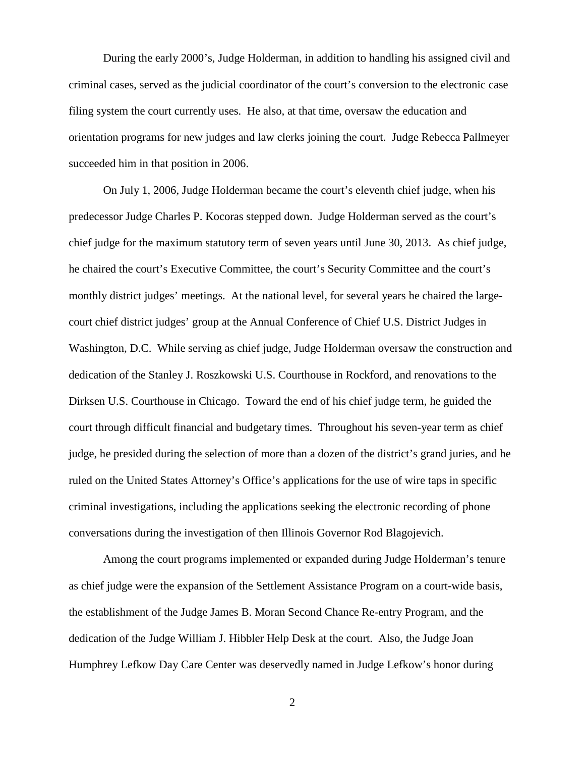During the early 2000's, Judge Holderman, in addition to handling his assigned civil and criminal cases, served as the judicial coordinator of the court's conversion to the electronic case filing system the court currently uses. He also, at that time, oversaw the education and orientation programs for new judges and law clerks joining the court. Judge Rebecca Pallmeyer succeeded him in that position in 2006.

On July 1, 2006, Judge Holderman became the court's eleventh chief judge, when his predecessor Judge Charles P. Kocoras stepped down. Judge Holderman served as the court's chief judge for the maximum statutory term of seven years until June 30, 2013. As chief judge, he chaired the court's Executive Committee, the court's Security Committee and the court's monthly district judges' meetings. At the national level, for several years he chaired the large-court chief district judges' group at the Annual Conference of Chief U.S. District Judges in Washington, D.C. While serving as chief judge, Judge Holderman oversaw the construction and dedication of the Stanley J. Roszkowski U.S. Courthouse in Rockford, and renovations to the Dirksen U.S. Courthouse in Chicago. Toward the end of his chief judge term, he guided the court through difficult financial and budgetary times. Throughout his seven-year term as chief judge, he presided during the selection of more than a dozen of the district's grand juries, and he ruled on the United States Attorney's Office's applications for the use of wire taps in specific criminal investigations, including the applications seeking the electronic recording of phone conversations during the investigation of then Illinois Governor Rod Blagojevich.

Among the court programs implemented or expanded during Judge Holderman's tenure as chief judge were the expansion of the Settlement Assistance Program on a court-wide basis, the establishment of the Judge James B. Moran Second Chance Re-entry Program, and the dedication of the Judge William J. Hibbler Help Desk at the court. Also, the Judge Joan Humphrey Lefkow Day Care Center was deservedly named in Judge Lefkow's honor during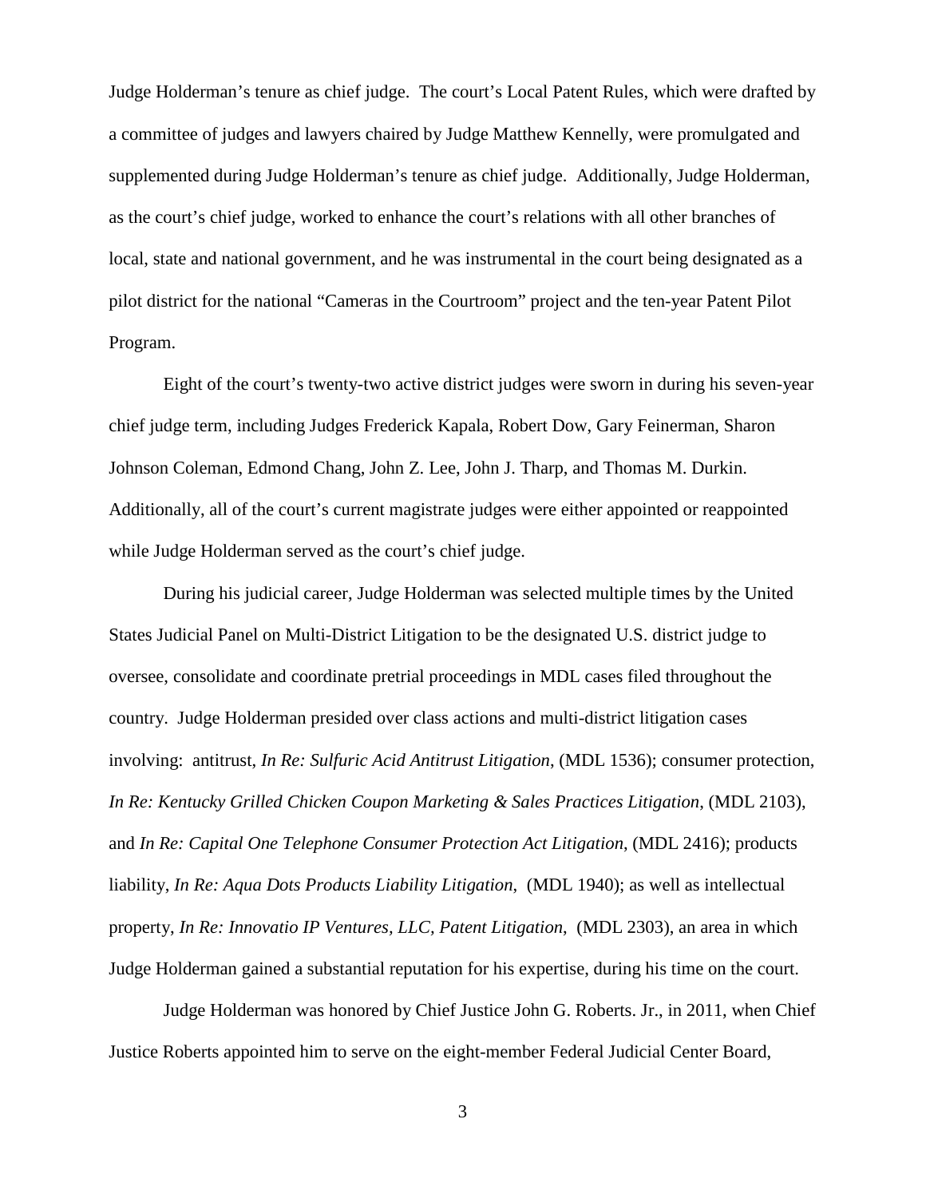Judge Holderman's tenure as chief judge. The court's Local Patent Rules, which were drafted by a committee of judges and lawyers chaired by Judge Matthew Kennelly, were promulgated and supplemented during Judge Holderman's tenure as chief judge. Additionally, Judge Holderman, as the court's chief judge, worked to enhance the court's relations with all other branches of local, state and national government, and he was instrumental in the court being designated as a pilot district for the national "Cameras in the Courtroom" project and the ten-year Patent Pilot Program.

Eight of the court's twenty-two active district judges were sworn in during his seven-year chief judge term, including Judges Frederick Kapala, Robert Dow, Gary Feinerman, Sharon Johnson Coleman, Edmond Chang, John Z. Lee, John J. Tharp, and Thomas M. Durkin. Additionally, all of the court's current magistrate judges were either appointed or reappointed while Judge Holderman served as the court's chief judge.

During his judicial career, Judge Holderman was selected multiple times by the United States Judicial Panel on Multi-District Litigation to be the designated U.S. district judge to oversee, consolidate and coordinate pretrial proceedings in MDL cases filed throughout the country. Judge Holderman presided over class actions and multi-district litigation cases involving: antitrust, *In Re: Sulfuric Acid Antitrust Litigation*, (MDL 1536); consumer protection, *In Re: Kentucky Grilled Chicken Coupon Marketing & Sales Practices Litigation*, (MDL 2103), and *In Re: Capital One Telephone Consumer Protection Act Litigation*, (MDL 2416); products liability, *In Re: Aqua Dots Products Liability Litigation*, (MDL 1940); as well as intellectual property, *In Re: Innovatio IP Ventures, LLC, Patent Litigation*, (MDL 2303), an area in which Judge Holderman gained a substantial reputation for his expertise, during his time on the court.

Judge Holderman was honored by Chief Justice John G. Roberts. Jr., in 2011, when Chief Justice Roberts appointed him to serve on the eight-member Federal Judicial Center Board,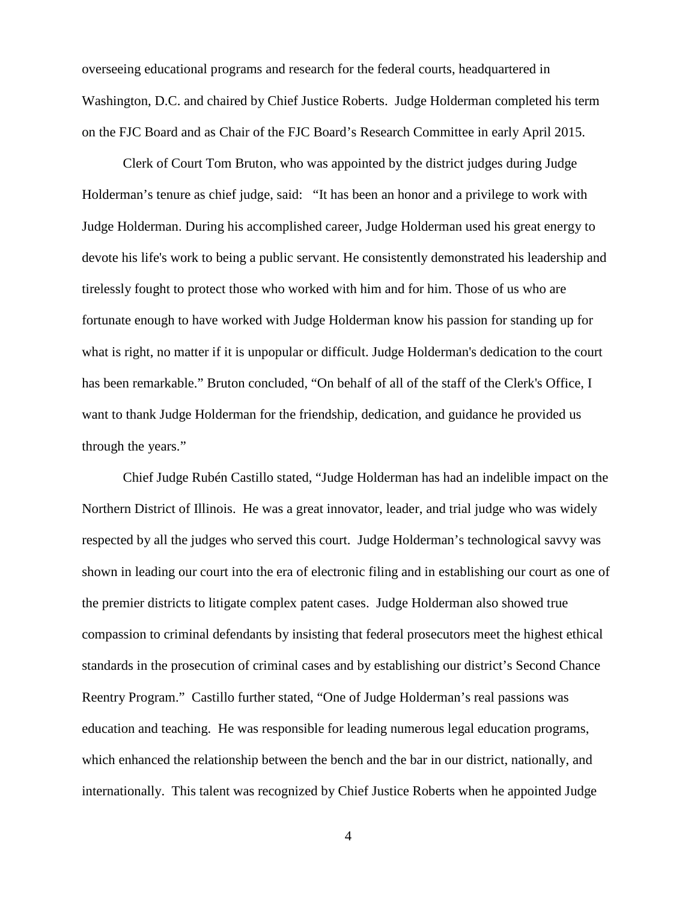overseeing educational programs and research for the federal courts, headquartered in Washington, D.C. and chaired by Chief Justice Roberts. Judge Holderman completed his term on the FJC Board and as Chair of the FJC Board's Research Committee in early April 2015.

Clerk of Court Tom Bruton, who was appointed by the district judges during Judge Holderman's tenure as chief judge, said: "It has been an honor and a privilege to work with Judge Holderman. During his accomplished career, Judge Holderman used his great energy to devote his life's work to being a public servant. He consistently demonstrated his leadership and tirelessly fought to protect those who worked with him and for him. Those of us who are fortunate enough to have worked with Judge Holderman know his passion for standing up for what is right, no matter if it is unpopular or difficult. Judge Holderman's dedication to the court has been remarkable." Bruton concluded, "On behalf of all of the staff of the Clerk's Office, I want to thank Judge Holderman for the friendship, dedication, and guidance he provided us through the years."

Chief Judge Rubén Castillo stated, "Judge Holderman has had an indelible impact on the Northern District of Illinois. He was a great innovator, leader, and trial judge who was widely respected by all the judges who served this court. Judge Holderman's technological savvy was shown in leading our court into the era of electronic filing and in establishing our court as one of the premier districts to litigate complex patent cases. Judge Holderman also showed true compassion to criminal defendants by insisting that federal prosecutors meet the highest ethical standards in the prosecution of criminal cases and by establishing our district's Second Chance Reentry Program." Castillo further stated, "One of Judge Holderman's real passions was education and teaching. He was responsible for leading numerous legal education programs, which enhanced the relationship between the bench and the bar in our district, nationally, and internationally. This talent was recognized by Chief Justice Roberts when he appointed Judge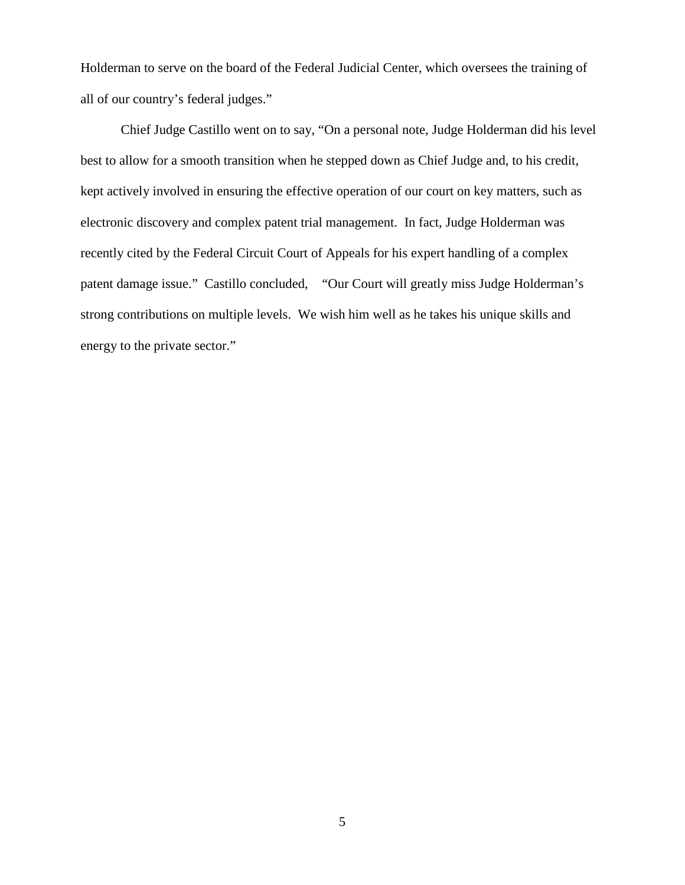Holderman to serve on the board of the Federal Judicial Center, which oversees the training of all of our country's federal judges."

Chief Judge Castillo went on to say, "On a personal note, Judge Holderman did his level best to allow for a smooth transition when he stepped down as Chief Judge and, to his credit, kept actively involved in ensuring the effective operation of our court on key matters, such as electronic discovery and complex patent trial management. In fact, Judge Holderman was recently cited by the Federal Circuit Court of Appeals for his expert handling of a complex patent damage issue." Castillo concluded, "Our Court will greatly miss Judge Holderman's strong contributions on multiple levels. We wish him well as he takes his unique skills and energy to the private sector."